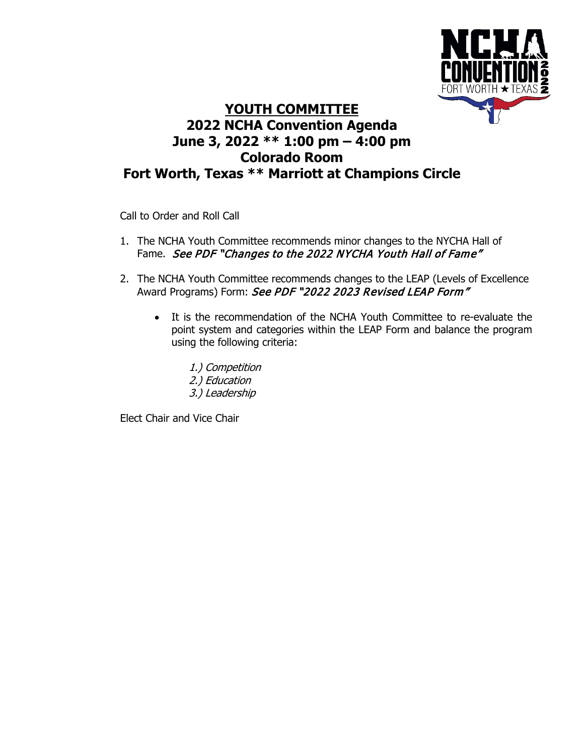# YOUTH COMMITTEE

## 2022 NCHA Convention Agenda
## June 3, 2022 ** 1:00 pm – 4:00 pm
## Colorado Room
## Fort Worth, Texas ** Marriott at Champions Circle

Call to Order and Roll Call

1. The NCHA Youth Committee recommends minor changes to the NYCHA Hall of Fame. *See PDF "Changes to the 2022 NYCHA Youth Hall of Fame"*
2. The NCHA Youth Committee recommends changes to the LEAP (Levels of Excellence Award Programs) Form: *See PDF "2022 2023 Revised LEAP Form"*
   - It is the recommendation of the NCHA Youth Committee to re-evaluate the point system and categories within the LEAP Form and balance the program using the following criteria:

     *1.) Competition*
     *2.) Education*
     *3.) Leadership*

Elect Chair and Vice Chair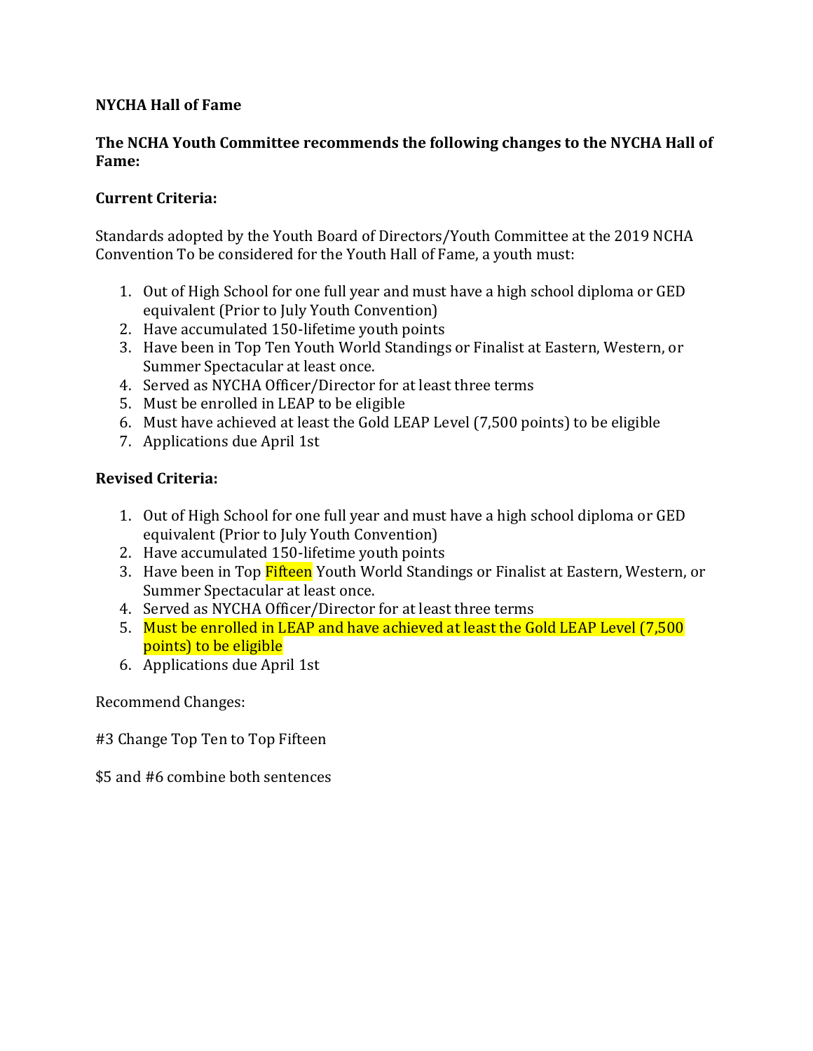**NYCHA Hall of Fame**

**The NCHA Youth Committee recommends the following changes to the NYCHA Hall of Fame:**

**Current Criteria:**

Standards adopted by the Youth Board of Directors/Youth Committee at the 2019 NCHA Convention To be considered for the Youth Hall of Fame, a youth must:

1. Out of High School for one full year and must have a high school diploma or GED equivalent (Prior to July Youth Convention)
2. Have accumulated 150-lifetime youth points
3. Have been in Top Ten Youth World Standings or Finalist at Eastern, Western, or Summer Spectacular at least once.
4. Served as NYCHA Officer/Director for at least three terms
5. Must be enrolled in LEAP to be eligible
6. Must have achieved at least the Gold LEAP Level (7,500 points) to be eligible
7. Applications due April 1st

**Revised Criteria:**

1. Out of High School for one full year and must have a high school diploma or GED equivalent (Prior to July Youth Convention)
2. Have accumulated 150-lifetime youth points
3. Have been in Top Fifteen Youth World Standings or Finalist at Eastern, Western, or Summer Spectacular at least once.
4. Served as NYCHA Officer/Director for at least three terms
5. Must be enrolled in LEAP and have achieved at least the Gold LEAP Level (7,500 points) to be eligible
6. Applications due April 1st

Recommend Changes:

#3 Change Top Ten to Top Fifteen

$5 and #6 combine both sentences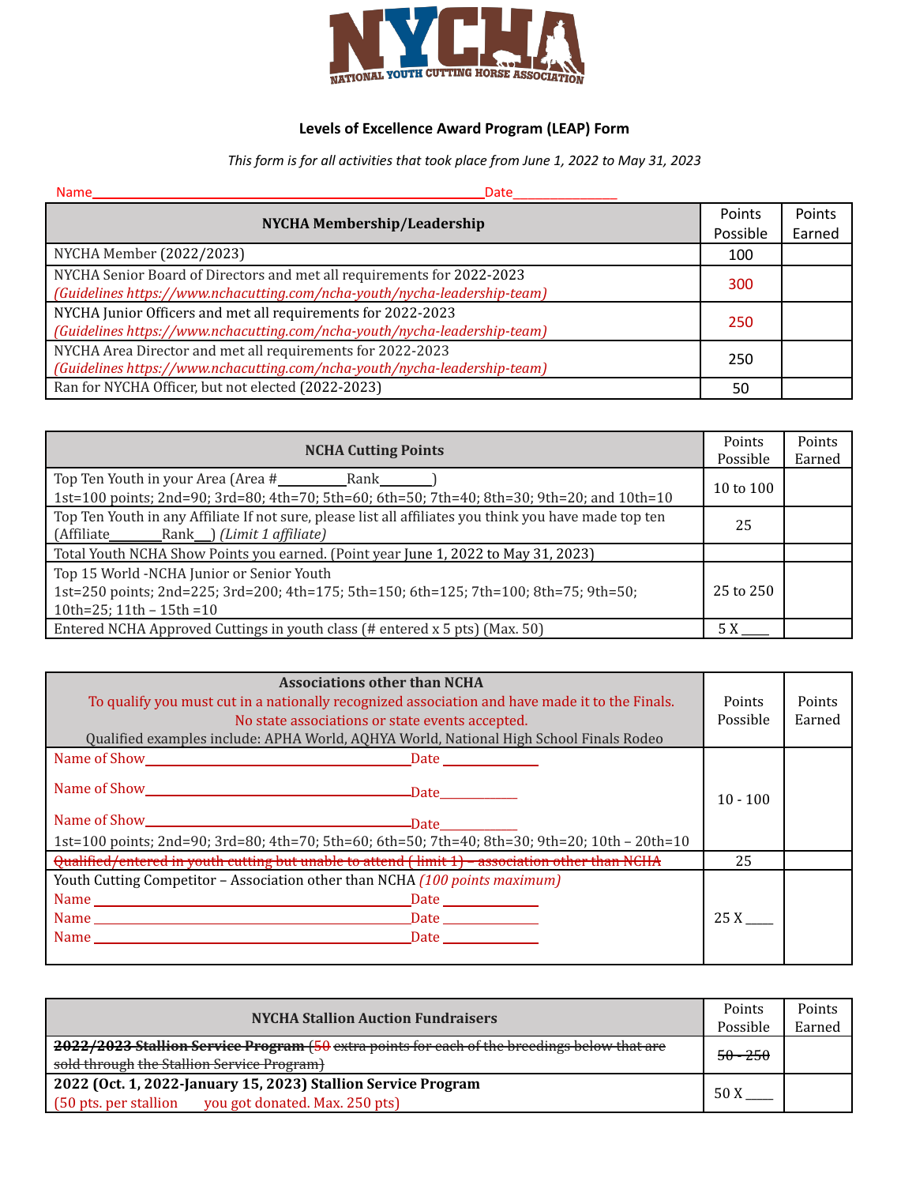NATIONAL YOUTH CUTTING HORSE ASSOCIATION

**Levels of Excellence Award Program (LEAP) Form**

*This form is for all activities that took place from June 1, 2022 to May 31, 2023*

Name________________________________________________Date______________

| NYCHA Membership/Leadership | Points Possible | Points Earned |
|---|---|---|
| NYCHA Member (2022/2023) | 100 | |
| NYCHA Senior Board of Directors and met all requirements for 2022-2023 *(Guidelines https://www.nchacutting.com/ncha-youth/nycha-leadership-team)* | 300 | |
| NYCHA Junior Officers and met all requirements for 2022-2023 *(Guidelines https://www.nchacutting.com/ncha-youth/nycha-leadership-team)* | 250 | |
| NYCHA Area Director and met all requirements for 2022-2023 *(Guidelines https://www.nchacutting.com/ncha-youth/nycha-leadership-team)* | 250 | |
| Ran for NYCHA Officer, but not elected (2022-2023) | 50 | |

| NCHA Cutting Points | Points Possible | Points Earned |
|---|---|---|
| Top Ten Youth in your Area (Area #__________Rank________) 1st=100 points; 2nd=90; 3rd=80; 4th=70; 5th=60; 6th=50; 7th=40; 8th=30; 9th=20; and 10th=10 | 10 to 100 | |
| Top Ten Youth in any Affiliate If not sure, please list all affiliates you think you have made top ten (Affiliate________Rank___) *(Limit 1 affiliate)* | 25 | |
| Total Youth NCHA Show Points you earned. (Point year June 1, 2022 to May 31, 2023) | | |
| Top 15 World -NCHA Junior or Senior Youth 1st=250 points; 2nd=225; 3rd=200; 4th=175; 5th=150; 6th=125; 7th=100; 8th=75; 9th=50; 10th=25; 11th – 15th =10 | 25 to 250 | |
| Entered NCHA Approved Cuttings in youth class (# entered x 5 pts) (Max. 50) | 5 X ____ | |

| **Associations other than NCHA** To qualify you must cut in a nationally recognized association and have made it to the Finals. No state associations or state events accepted. Qualified examples include: APHA World, AQHYA World, National High School Finals Rodeo | Points Possible | Points Earned |
|---|---|---|
| Name of Show________________________Date ________ Name of Show________________________Date________ Name of Show________________________Date________ 1st=100 points; 2nd=90; 3rd=80; 4th=70; 5th=60; 6th=50; 7th=40; 8th=30; 9th=20; 10th – 20th=10 | 10 - 100 | |
| ~~Qualified/entered in youth cutting but unable to attend ( limit 1) – association other than NCHA~~ | 25 | |
| Youth Cutting Competitor – Association other than NCHA *(100 points maximum)* Name ________________________Date ________ Name ________________________Date ________ Name ________________________Date ________ | 25 X ____ | |

| NYCHA Stallion Auction Fundraisers | Points Possible | Points Earned |
|---|---|---|
| ~~**2022/2023 Stallion Service Program** (50 extra points for each of the breedings below that are sold through the Stallion Service Program)~~ | ~~50 - 250~~ | |
| **2022 (Oct. 1, 2022-January 15, 2023) Stallion Service Program** (50 pts. per stallion you got donated. Max. 250 pts) | 50 X ____ | |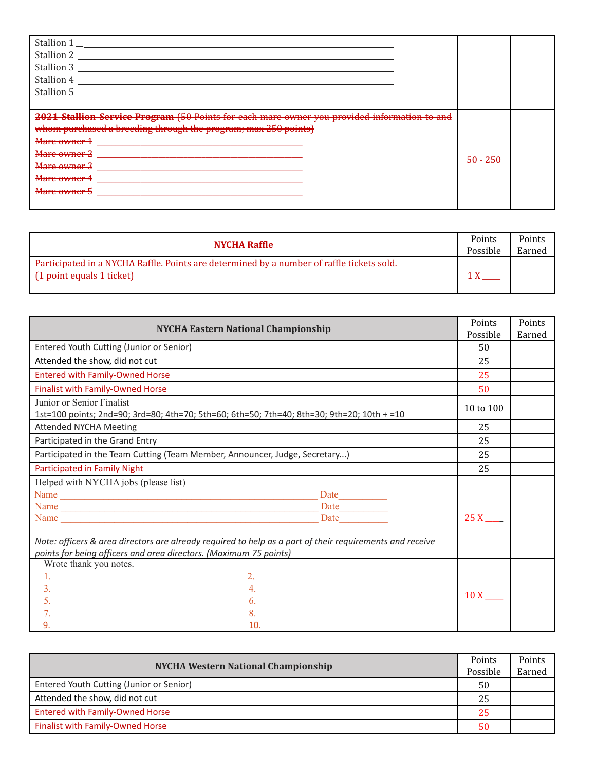| | | |
|---|---|---|
| Stallion 1 ___<br>Stallion 2 ___<br>Stallion 3 ___<br>Stallion 4 ___<br>Stallion 5 ___ | | |
| ~~**2021 Stallion Service Program** (50 Points for each mare owner you provided information to and whom purchased a breeding through the program; max 250 points)~~<br>~~Mare owner 1~~ ___<br>~~Mare owner 2~~ ___<br>~~Mare owner 3~~ ___<br>~~Mare owner 4~~ ___<br>~~Mare owner 5~~ ___ | ~~50 - 250~~ | |

| **NYCHA Raffle** | Points Possible | Points Earned |
|---|---|---|
| Participated in a NYCHA Raffle. Points are determined by a number of raffle tickets sold. (1 point equals 1 ticket) | 1 X ____ | |

| **NYCHA Eastern National Championship** | Points Possible | Points Earned |
|---|---|---|
| Entered Youth Cutting (Junior or Senior) | 50 | |
| Attended the show, did not cut | 25 | |
| Entered with Family-Owned Horse | 25 | |
| Finalist with Family-Owned Horse | 50 | |
| Junior or Senior Finalist<br>1st=100 points; 2nd=90; 3rd=80; 4th=70; 5th=60; 6th=50; 7th=40; 8th=30; 9th=20; 10th + =10 | 10 to 100 | |
| Attended NYCHA Meeting | 25 | |
| Participated in the Grand Entry | 25 | |
| Participated in the Team Cutting (Team Member, Announcer, Judge, Secretary...) | 25 | |
| Participated in Family Night | 25 | |
| Helped with NYCHA jobs (please list)<br>Name ___ Date ___<br>Name ___ Date ___<br>Name ___ Date ___<br><br>*Note: officers & area directors are already required to help as a part of their requirements and receive points for being officers and area directors. (Maximum 75 points)* | 25 X ____ | |
| Wrote thank you notes.<br>1. 2.<br>3. 4.<br>5. 6.<br>7. 8.<br>9. 10. | 10 X ____ | |

| **NYCHA Western National Championship** | Points Possible | Points Earned |
|---|---|---|
| Entered Youth Cutting (Junior or Senior) | 50 | |
| Attended the show, did not cut | 25 | |
| Entered with Family-Owned Horse | 25 | |
| Finalist with Family-Owned Horse | 50 | |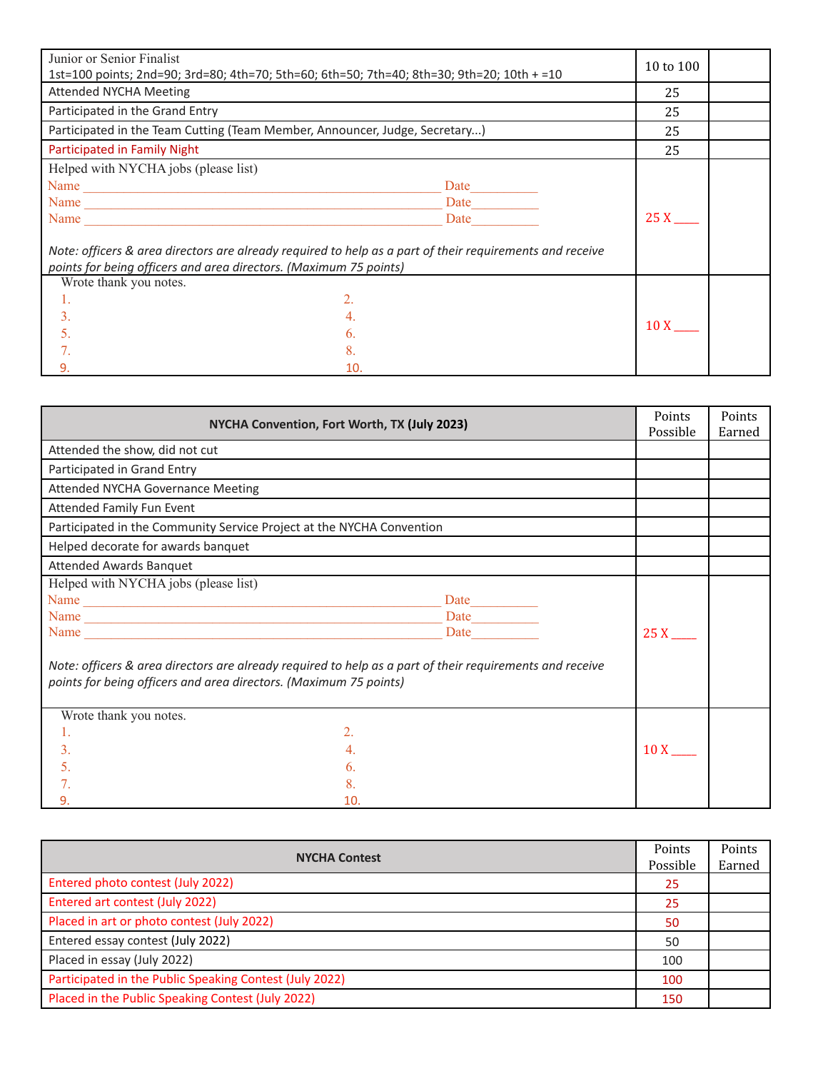| | | |
|---|---|---|
| Junior or Senior Finalist<br>1st=100 points; 2nd=90; 3rd=80; 4th=70; 5th=60; 6th=50; 7th=40; 8th=30; 9th=20; 10th + =10 | 10 to 100 | |
| Attended NYCHA Meeting | 25 | |
| Participated in the Grand Entry | 25 | |
| Participated in the Team Cutting (Team Member, Announcer, Judge, Secretary...) | 25 | |
| Participated in Family Night | 25 | |
| Helped with NYCHA jobs (please list)<br>Name ______________________________ Date__________<br>Name ______________________________ Date__________<br>Name ______________________________ Date__________<br><br>*Note: officers & area directors are already required to help as a part of their requirements and receive points for being officers and area directors. (Maximum 75 points)* | 25 X ____ | |
| Wrote thank you notes.<br>1. 2.<br>3. 4.<br>5. 6.<br>7. 8.<br>9. 10. | 10 X ____ | |

| NYCHA Convention, Fort Worth, TX (July 2023) | Points Possible | Points Earned |
|---|---|---|
| Attended the show, did not cut | | |
| Participated in Grand Entry | | |
| Attended NYCHA Governance Meeting | | |
| Attended Family Fun Event | | |
| Participated in the Community Service Project at the NYCHA Convention | | |
| Helped decorate for awards banquet | | |
| Attended Awards Banquet | | |
| Helped with NYCHA jobs (please list)<br>Name ______________________________ Date__________<br>Name ______________________________ Date__________<br>Name ______________________________ Date__________<br><br>*Note: officers & area directors are already required to help as a part of their requirements and receive points for being officers and area directors. (Maximum 75 points)* | 25 X ____ | |
| Wrote thank you notes.<br>1. 2.<br>3. 4.<br>5. 6.<br>7. 8.<br>9. 10. | 10 X ____ | |

| NYCHA Contest | Points Possible | Points Earned |
|---|---|---|
| Entered photo contest (July 2022) | 25 | |
| Entered art contest (July 2022) | 25 | |
| Placed in art or photo contest (July 2022) | 50 | |
| Entered essay contest (July 2022) | 50 | |
| Placed in essay (July 2022) | 100 | |
| Participated in the Public Speaking Contest (July 2022) | 100 | |
| Placed in the Public Speaking Contest (July 2022) | 150 | |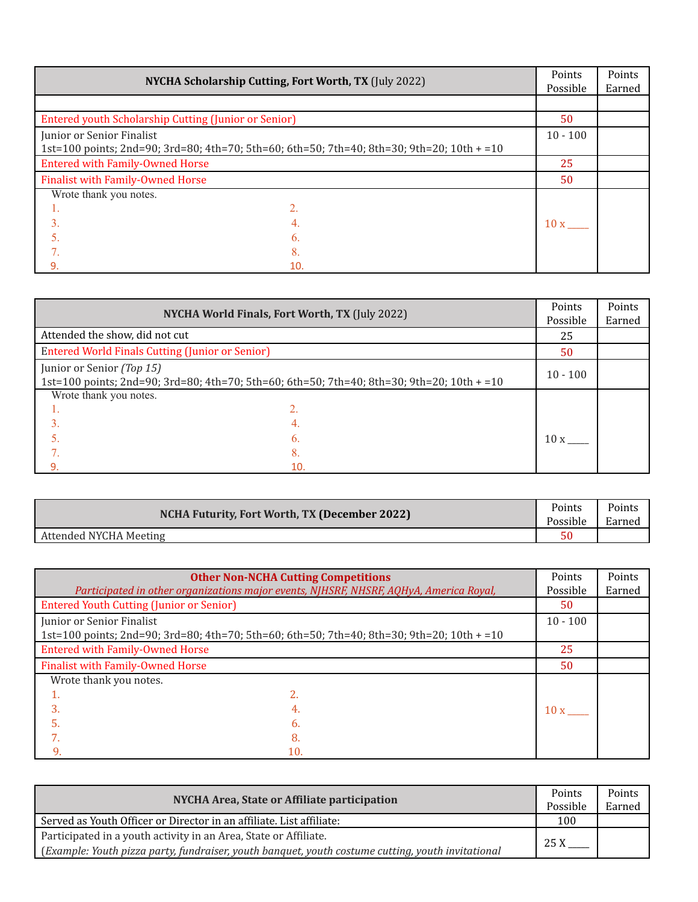| **NYCHA Scholarship Cutting, Fort Worth, TX** (July 2022) | Points Possible | Points Earned |
|---|---|---|
| | | |
| Entered youth Scholarship Cutting (Junior or Senior) | 50 | |
| Junior or Senior Finalist<br>1st=100 points; 2nd=90; 3rd=80; 4th=70; 5th=60; 6th=50; 7th=40; 8th=30; 9th=20; 10th + =10 | 10 - 100 | |
| Entered with Family-Owned Horse | 25 | |
| Finalist with Family-Owned Horse | 50 | |
| Wrote thank you notes.<br>1. 2.<br>3. 4.<br>5. 6.<br>7. 8.<br>9. 10. | 10 x ____ | |

| **NYCHA World Finals, Fort Worth, TX** (July 2022) | Points Possible | Points Earned |
|---|---|---|
| Attended the show, did not cut | 25 | |
| Entered World Finals Cutting (Junior or Senior) | 50 | |
| Junior or Senior *(Top 15)*<br>1st=100 points; 2nd=90; 3rd=80; 4th=70; 5th=60; 6th=50; 7th=40; 8th=30; 9th=20; 10th + =10 | 10 - 100 | |
| Wrote thank you notes.<br>1. 2.<br>3. 4.<br>5. 6.<br>7. 8.<br>9. 10. | 10 x ____ | |

| **NCHA Futurity, Fort Worth, TX (December 2022)** | Points Possible | Points Earned |
|---|---|---|
| Attended NYCHA Meeting | 50 | |

| **Other Non-NCHA Cutting Competitions**<br>*Participated in other organizations major events, NJHSRF, NHSRF, AQHyA, America Royal,* | Points Possible | Points Earned |
|---|---|---|
| Entered Youth Cutting (Junior or Senior) | 50 | |
| Junior or Senior Finalist<br>1st=100 points; 2nd=90; 3rd=80; 4th=70; 5th=60; 6th=50; 7th=40; 8th=30; 9th=20; 10th + =10 | 10 - 100 | |
| Entered with Family-Owned Horse | 25 | |
| Finalist with Family-Owned Horse | 50 | |
| Wrote thank you notes.<br>1. 2.<br>3. 4.<br>5. 6.<br>7. 8.<br>9. 10. | 10 x ____ | |

| **NYCHA Area, State or Affiliate participation** | Points Possible | Points Earned |
|---|---|---|
| Served as Youth Officer or Director in an affiliate. List affiliate: | 100 | |
| Participated in a youth activity in an Area, State or Affiliate.<br>(*Example: Youth pizza party, fundraiser, youth banquet, youth costume cutting, youth invitational* | 25 X ____ | |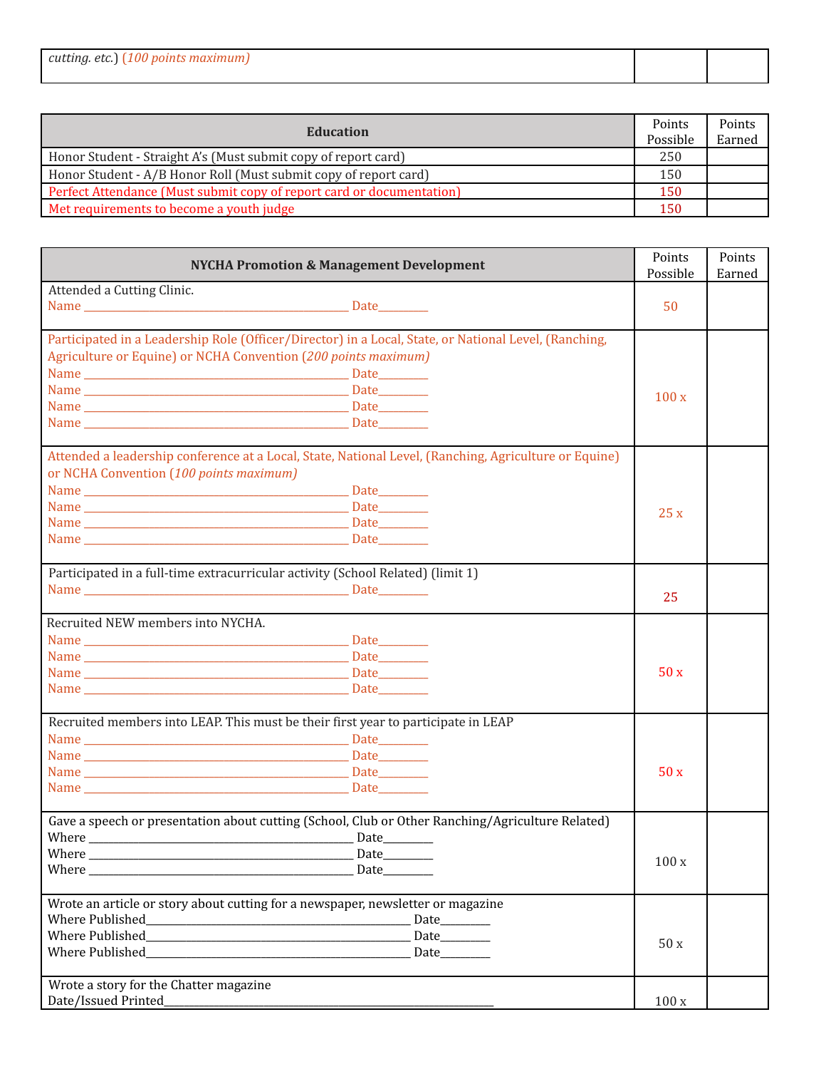| *cutting. etc.*) *(100 points maximum)* | | |
|---|---|---|

| Education | Points Possible | Points Earned |
|---|---|---|
| Honor Student - Straight A's (Must submit copy of report card) | 250 | |
| Honor Student - A/B Honor Roll (Must submit copy of report card) | 150 | |
| Perfect Attendance (Must submit copy of report card or documentation) | 150 | |
| Met requirements to become a youth judge | 150 | |

| NYCHA Promotion & Management Development | Points Possible | Points Earned |
|---|---|---|
| Attended a Cutting Clinic.<br>Name ______________________________ Date________ | 50 | |
| Participated in a Leadership Role (Officer/Director) in a Local, State, or National Level, (Ranching, Agriculture or Equine) or NCHA Convention (*200 points maximum)*<br>Name ______________________________ Date________<br>Name ______________________________ Date________<br>Name ______________________________ Date________<br>Name ______________________________ Date________ | 100 x | |
| Attended a leadership conference at a Local, State, National Level, (Ranching, Agriculture or Equine) or NCHA Convention (*100 points maximum)*<br>Name ______________________________ Date________<br>Name ______________________________ Date________<br>Name ______________________________ Date________<br>Name ______________________________ Date________ | 25 x | |
| Participated in a full-time extracurricular activity (School Related) (limit 1)<br>Name ______________________________ Date________ | 25 | |
| Recruited NEW members into NYCHA.<br>Name ______________________________ Date________<br>Name ______________________________ Date________<br>Name ______________________________ Date________<br>Name ______________________________ Date________ | 50 x | |
| Recruited members into LEAP. This must be their first year to participate in LEAP<br>Name ______________________________ Date________<br>Name ______________________________ Date________<br>Name ______________________________ Date________<br>Name ______________________________ Date________ | 50 x | |
| Gave a speech or presentation about cutting (School, Club or Other Ranching/Agriculture Related)<br>Where ______________________________ Date________<br>Where ______________________________ Date________<br>Where ______________________________ Date________ | 100 x | |
| Wrote an article or story about cutting for a newspaper, newsletter or magazine<br>Where Published______________________________ Date________<br>Where Published______________________________ Date________<br>Where Published______________________________ Date________ | 50 x | |
| Wrote a story for the Chatter magazine<br>Date/Issued Printed______________________________ | 100 x | |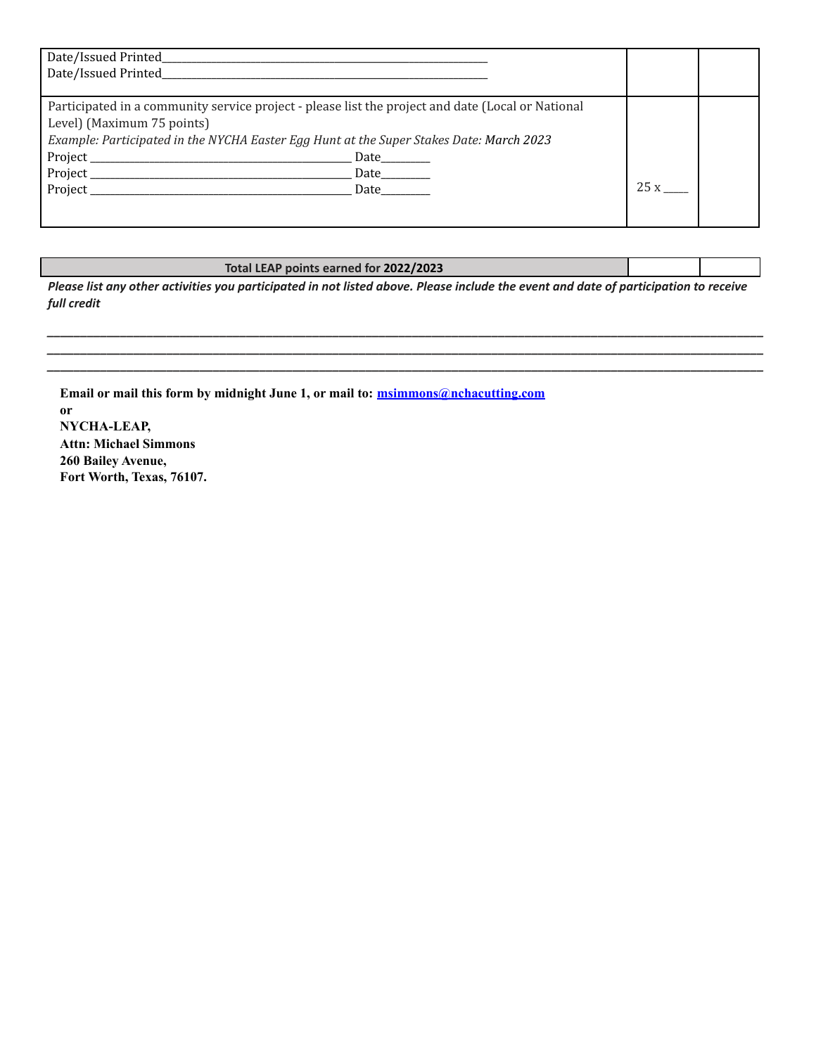| | | |
|---|---|---|
| Date/Issued Printed\_\_\_\_\_\_\_\_\_\_\_\_\_\_\_\_\_\_\_\_\_\_\_\_\_\_\_\_\_\_\_\_\_\_\_\_\_\_\_\_\_\_\_\_\_\_\_\_<br>Date/Issued Printed\_\_\_\_\_\_\_\_\_\_\_\_\_\_\_\_\_\_\_\_\_\_\_\_\_\_\_\_\_\_\_\_\_\_\_\_\_\_\_\_\_\_\_\_\_\_\_\_ | | |
| Participated in a community service project - please list the project and date (Local or National Level) (Maximum 75 points)<br>*Example: Participated in the NYCHA Easter Egg Hunt at the Super Stakes Date: March 2023*<br>Project \_\_\_\_\_\_\_\_\_\_\_\_\_\_\_\_\_\_\_\_\_\_\_\_\_\_\_\_\_\_\_\_\_\_\_\_ Date\_\_\_\_\_\_\_\_<br>Project \_\_\_\_\_\_\_\_\_\_\_\_\_\_\_\_\_\_\_\_\_\_\_\_\_\_\_\_\_\_\_\_\_\_\_\_ Date\_\_\_\_\_\_\_\_<br>Project \_\_\_\_\_\_\_\_\_\_\_\_\_\_\_\_\_\_\_\_\_\_\_\_\_\_\_\_\_\_\_\_\_\_\_\_ Date\_\_\_\_\_\_\_\_ | 25 x \_\_\_\_ | |

| | | |
|---|---|---|
| **Total LEAP points earned for 2022/2023** | | |

***Please list any other activities you participated in not listed above. Please include the event and date of participation to receive full credit***

\_\_\_\_\_\_\_\_\_\_\_\_\_\_\_\_\_\_\_\_\_\_\_\_\_\_\_\_\_\_\_\_\_\_\_\_\_\_\_\_\_\_\_\_\_\_\_\_\_\_\_\_\_\_\_\_\_\_\_\_\_\_\_\_\_\_\_\_\_\_\_\_\_\_\_\_\_\_

\_\_\_\_\_\_\_\_\_\_\_\_\_\_\_\_\_\_\_\_\_\_\_\_\_\_\_\_\_\_\_\_\_\_\_\_\_\_\_\_\_\_\_\_\_\_\_\_\_\_\_\_\_\_\_\_\_\_\_\_\_\_\_\_\_\_\_\_\_\_\_\_\_\_\_\_\_\_

\_\_\_\_\_\_\_\_\_\_\_\_\_\_\_\_\_\_\_\_\_\_\_\_\_\_\_\_\_\_\_\_\_\_\_\_\_\_\_\_\_\_\_\_\_\_\_\_\_\_\_\_\_\_\_\_\_\_\_\_\_\_\_\_\_\_\_\_\_\_\_\_\_\_\_\_\_\_

**Email or mail this form by midnight June 1, or mail to: [msimmons@nchacutting.com](mailto:msimmons@nchacutting.com)**
**or**
**NYCHA-LEAP,**
**Attn: Michael Simmons**
**260 Bailey Avenue,**
**Fort Worth, Texas, 76107.**